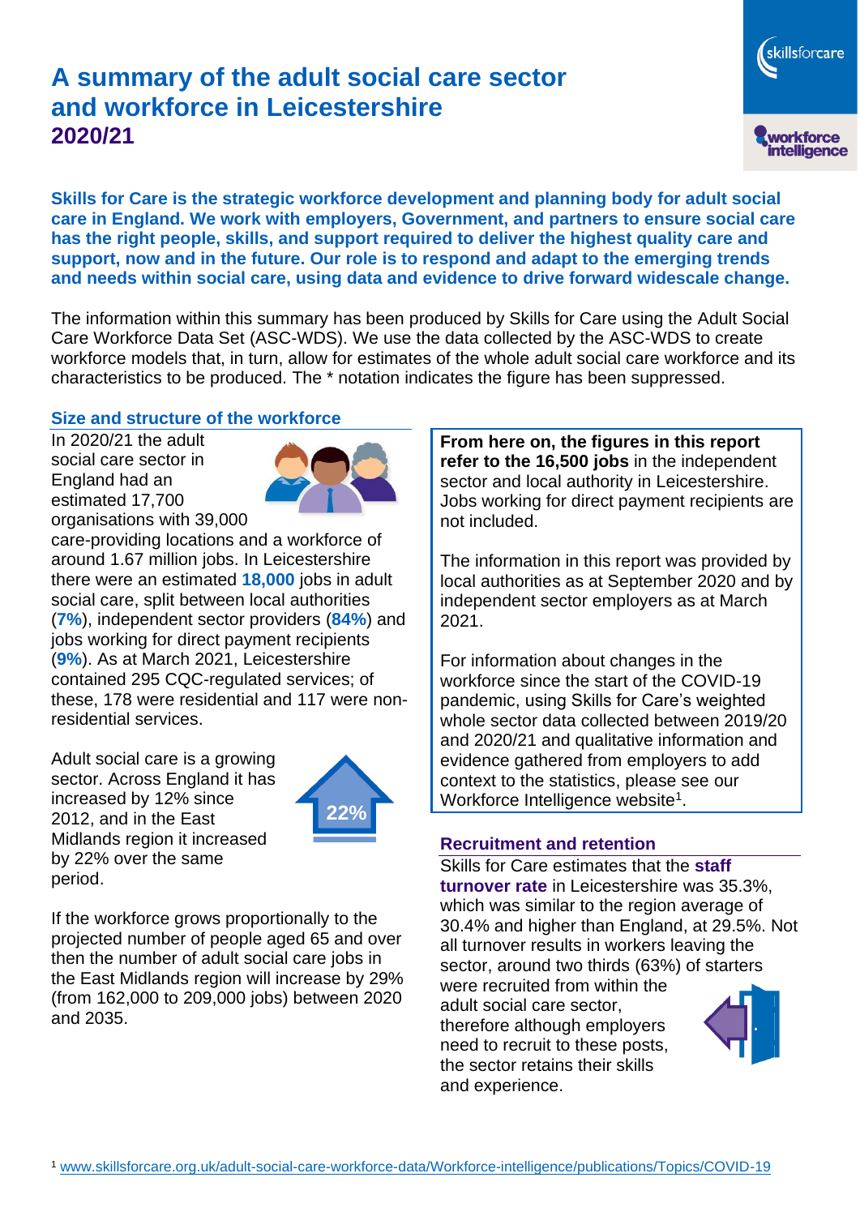# A summary of the adult social care sector and workforce in Leicestershire 2020/21

**Skills for Care is the strategic workforce development and planning body for adult social care in England. We work with employers, Government, and partners to ensure social care has the right people, skills, and support required to deliver the highest quality care and support, now and in the future. Our role is to respond and adapt to the emerging trends and needs within social care, using data and evidence to drive forward widescale change.**

The information within this summary has been produced by Skills for Care using the Adult Social Care Workforce Data Set (ASC-WDS). We use the data collected by the ASC-WDS to create workforce models that, in turn, allow for estimates of the whole adult social care workforce and its characteristics to be produced. The * notation indicates the figure has been suppressed.

## Size and structure of the workforce

In 2020/21 the adult social care sector in England had an estimated 17,700 organisations with 39,000 care-providing locations and a workforce of around 1.67 million jobs. In Leicestershire there were an estimated **18,000** jobs in adult social care, split between local authorities (**7%**), independent sector providers (**84%**) and jobs working for direct payment recipients (**9%**). As at March 2021, Leicestershire contained 295 CQC-regulated services; of these, 178 were residential and 117 were non-residential services.

Adult social care is a growing sector. Across England it has increased by 12% since 2012, and in the East Midlands region it increased by 22% over the same period.

22%

If the workforce grows proportionally to the projected number of people aged 65 and over then the number of adult social care jobs in the East Midlands region will increase by 29% (from 162,000 to 209,000 jobs) between 2020 and 2035.

**From here on, the figures in this report refer to the 16,500 jobs** in the independent sector and local authority in Leicestershire. Jobs working for direct payment recipients are not included.

The information in this report was provided by local authorities as at September 2020 and by independent sector employers as at March 2021.

For information about changes in the workforce since the start of the COVID-19 pandemic, using Skills for Care's weighted whole sector data collected between 2019/20 and 2020/21 and qualitative information and evidence gathered from employers to add context to the statistics, please see our Workforce Intelligence website[1].

## Recruitment and retention

Skills for Care estimates that the **staff turnover rate** in Leicestershire was 35.3%, which was similar to the region average of 30.4% and higher than England, at 29.5%. Not all turnover results in workers leaving the sector, around two thirds (63%) of starters were recruited from within the adult social care sector, therefore although employers need to recruit to these posts, the sector retains their skills and experience.

[1] www.skillsforcare.org.uk/adult-social-care-workforce-data/Workforce-intelligence/publications/Topics/COVID-19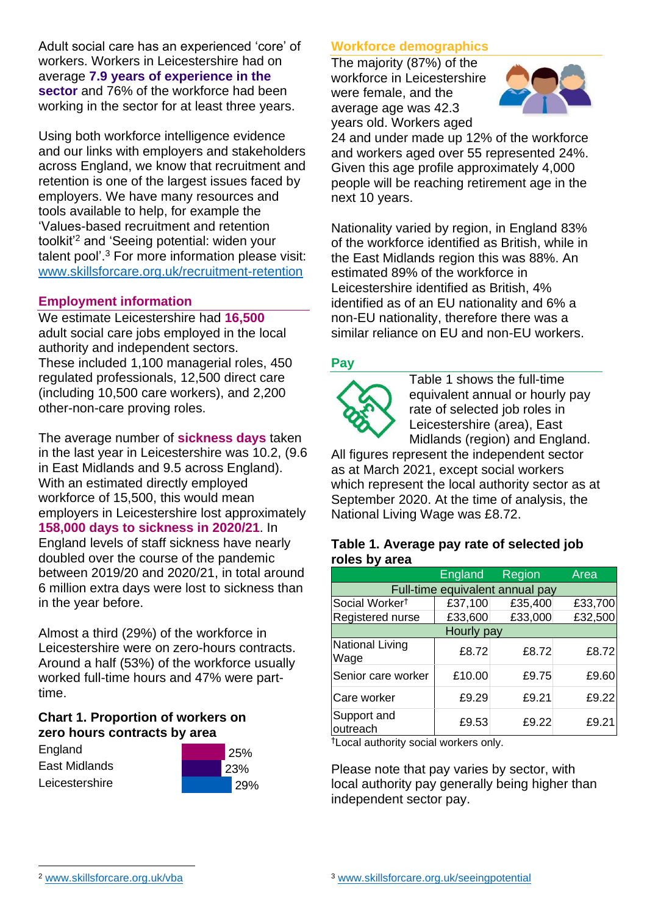Adult social care has an experienced 'core' of workers. Workers in Leicestershire had on average **7.9 years of experience in the sector** and 76% of the workforce had been working in the sector for at least three years.

Using both workforce intelligence evidence and our links with employers and stakeholders across England, we know that recruitment and retention is one of the largest issues faced by employers. We have many resources and tools available to help, for example the 'Values-based recruitment and retention toolkit'[2] and 'Seeing potential: widen your talent pool'.[3] For more information please visit: www.skillsforcare.org.uk/recruitment-retention

## Employment information

We estimate Leicestershire had **16,500** adult social care jobs employed in the local authority and independent sectors. These included 1,100 managerial roles, 450 regulated professionals, 12,500 direct care (including 10,500 care workers), and 2,200 other-non-care proving roles.

The average number of **sickness days** taken in the last year in Leicestershire was 10.2, (9.6 in East Midlands and 9.5 across England). With an estimated directly employed workforce of 15,500, this would mean employers in Leicestershire lost approximately **158,000 days to sickness in 2020/21**. In England levels of staff sickness have nearly doubled over the course of the pandemic between 2019/20 and 2020/21, in total around 6 million extra days were lost to sickness than in the year before.

Almost a third (29%) of the workforce in Leicestershire were on zero-hours contracts. Around a half (53%) of the workforce usually worked full-time hours and 47% were part-time.

**Chart 1. Proportion of workers on zero hours contracts by area**

| Area | Proportion |
|---|---|
| England | 25% |
| East Midlands | 23% |
| Leicestershire | 29% |

## Workforce demographics

The majority (87%) of the workforce in Leicestershire were female, and the average age was 42.3 years old. Workers aged 24 and under made up 12% of the workforce and workers aged over 55 represented 24%. Given this age profile approximately 4,000 people will be reaching retirement age in the next 10 years.

Nationality varied by region, in England 83% of the workforce identified as British, while in the East Midlands region this was 88%. An estimated 89% of the workforce in Leicestershire identified as British, 4% identified as of an EU nationality and 6% a non-EU nationality, therefore there was a similar reliance on EU and non-EU workers.

## Pay

Table 1 shows the full-time equivalent annual or hourly pay rate of selected job roles in Leicestershire (area), East Midlands (region) and England. All figures represent the independent sector as at March 2021, except social workers which represent the local authority sector as at September 2020. At the time of analysis, the National Living Wage was £8.72.

**Table 1. Average pay rate of selected job roles by area**

| | England | Region | Area |
|---|---|---|---|
| **Full-time equivalent annual pay** | | | |
| Social Worker† | £37,100 | £35,400 | £33,700 |
| Registered nurse | £33,600 | £33,000 | £32,500 |
| **Hourly pay** | | | |
| National Living Wage | £8.72 | £8.72 | £8.72 |
| Senior care worker | £10.00 | £9.75 | £9.60 |
| Care worker | £9.29 | £9.21 | £9.22 |
| Support and outreach | £9.53 | £9.22 | £9.21 |

†Local authority social workers only.

Please note that pay varies by sector, with local authority pay generally being higher than independent sector pay.

[2] www.skillsforcare.org.uk/vba

[3] www.skillsforcare.org.uk/seeingpotential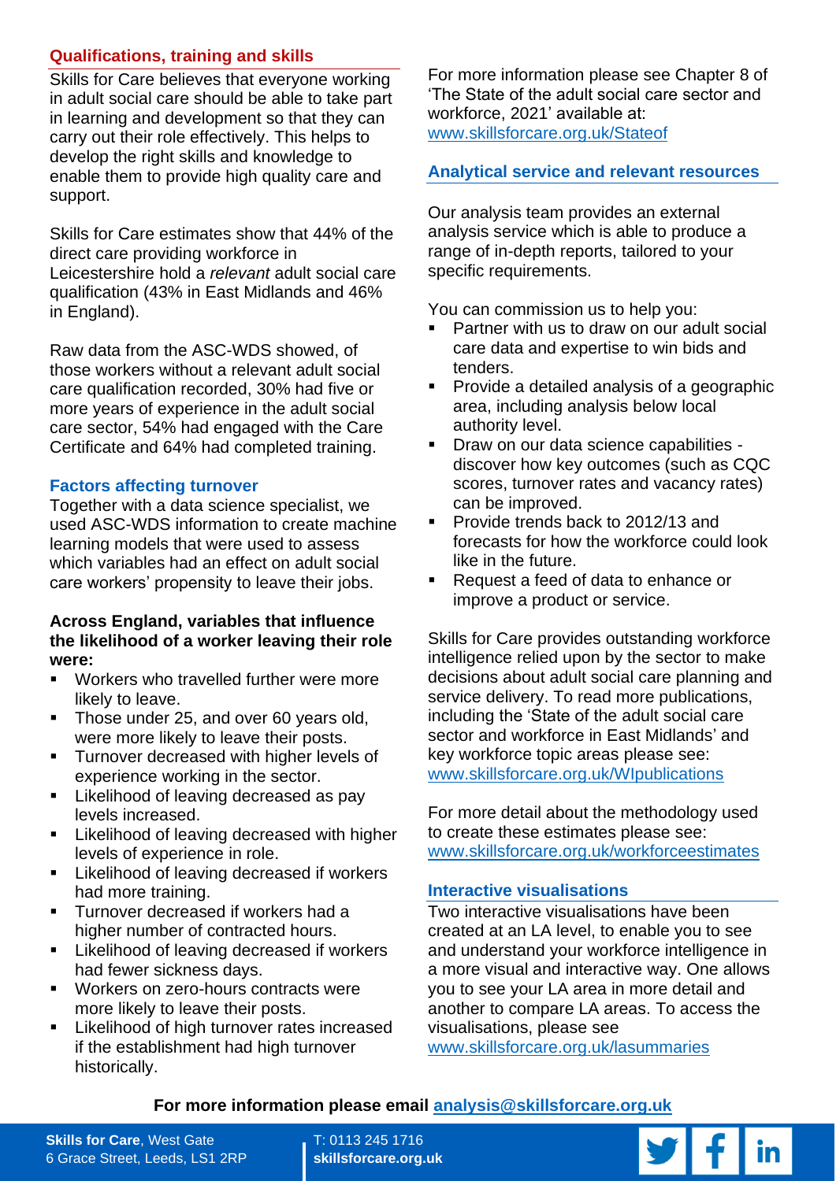## Qualifications, training and skills

Skills for Care believes that everyone working in adult social care should be able to take part in learning and development so that they can carry out their role effectively. This helps to develop the right skills and knowledge to enable them to provide high quality care and support.

Skills for Care estimates show that 44% of the direct care providing workforce in Leicestershire hold a *relevant* adult social care qualification (43% in East Midlands and 46% in England).

Raw data from the ASC-WDS showed, of those workers without a relevant adult social care qualification recorded, 30% had five or more years of experience in the adult social care sector, 54% had engaged with the Care Certificate and 64% had completed training.

## Factors affecting turnover

Together with a data science specialist, we used ASC-WDS information to create machine learning models that were used to assess which variables had an effect on adult social care workers' propensity to leave their jobs.

**Across England, variables that influence the likelihood of a worker leaving their role were:**

- Workers who travelled further were more likely to leave.
- Those under 25, and over 60 years old, were more likely to leave their posts.
- Turnover decreased with higher levels of experience working in the sector.
- Likelihood of leaving decreased as pay levels increased.
- Likelihood of leaving decreased with higher levels of experience in role.
- Likelihood of leaving decreased if workers had more training.
- Turnover decreased if workers had a higher number of contracted hours.
- Likelihood of leaving decreased if workers had fewer sickness days.
- Workers on zero-hours contracts were more likely to leave their posts.
- Likelihood of high turnover rates increased if the establishment had high turnover historically.

For more information please see Chapter 8 of 'The State of the adult social care sector and workforce, 2021' available at: www.skillsforcare.org.uk/Stateof

## Analytical service and relevant resources

Our analysis team provides an external analysis service which is able to produce a range of in-depth reports, tailored to your specific requirements.

You can commission us to help you:

- Partner with us to draw on our adult social care data and expertise to win bids and tenders.
- Provide a detailed analysis of a geographic area, including analysis below local authority level.
- Draw on our data science capabilities - discover how key outcomes (such as CQC scores, turnover rates and vacancy rates) can be improved.
- Provide trends back to 2012/13 and forecasts for how the workforce could look like in the future.
- Request a feed of data to enhance or improve a product or service.

Skills for Care provides outstanding workforce intelligence relied upon by the sector to make decisions about adult social care planning and service delivery. To read more publications, including the 'State of the adult social care sector and workforce in East Midlands' and key workforce topic areas please see: www.skillsforcare.org.uk/WIpublications

For more detail about the methodology used to create these estimates please see: www.skillsforcare.org.uk/workforceestimates

## Interactive visualisations

Two interactive visualisations have been created at an LA level, to enable you to see and understand your workforce intelligence in a more visual and interactive way. One allows you to see your LA area in more detail and another to compare LA areas. To access the visualisations, please see www.skillsforcare.org.uk/lasummaries

**For more information please email analysis@skillsforcare.org.uk**

**Skills for Care**, West Gate
6 Grace Street, Leeds, LS1 2RP

T: 0113 245 1716
**skillsforcare.org.uk**